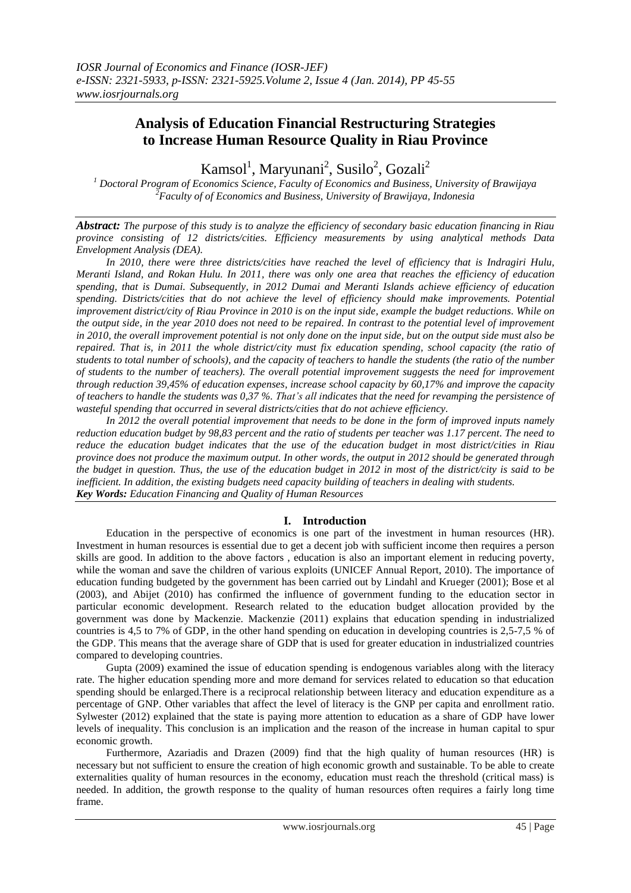# Analysis of Education Financial Restructuring Strategies to Increase Human Resource Quality in Riau Province

Kamsol[1], Maryunani[2], Susilo[2], Gozali[2]

[1] *Doctoral Program of Economics Science, Faculty of Economics and Business, University of Brawijaya*
[2] *Faculty of of Economics and Business, University of Brawijaya, Indonesia*

***Abstract:*** *The purpose of this study is to analyze the efficiency of secondary basic education financing in Riau province consisting of 12 districts/cities. Efficiency measurements by using analytical methods Data Envelopment Analysis (DEA).*

*In 2010, there were three districts/cities have reached the level of efficiency that is Indragiri Hulu, Meranti Island, and Rokan Hulu. In 2011, there was only one area that reaches the efficiency of education spending, that is Dumai. Subsequently, in 2012 Dumai and Meranti Islands achieve efficiency of education spending. Districts/cities that do not achieve the level of efficiency should make improvements. Potential improvement district/city of Riau Province in 2010 is on the input side, example the budget reductions. While on the output side, in the year 2010 does not need to be repaired. In contrast to the potential level of improvement in 2010, the overall improvement potential is not only done on the input side, but on the output side must also be repaired. That is, in 2011 the whole district/city must fix education spending, school capacity (the ratio of students to total number of schools), and the capacity of teachers to handle the students (the ratio of the number of students to the number of teachers). The overall potential improvement suggests the need for improvement through reduction 39,45% of education expenses, increase school capacity by 60,17% and improve the capacity of teachers to handle the students was 0,37 %. That's all indicates that the need for revamping the persistence of wasteful spending that occurred in several districts/cities that do not achieve efficiency.*

*In 2012 the overall potential improvement that needs to be done in the form of improved inputs namely reduction education budget by 98,83 percent and the ratio of students per teacher was 1.17 percent. The need to reduce the education budget indicates that the use of the education budget in most district/cities in Riau province does not produce the maximum output. In other words, the output in 2012 should be generated through the budget in question. Thus, the use of the education budget in 2012 in most of the district/city is said to be inefficient. In addition, the existing budgets need capacity building of teachers in dealing with students.*

***Key Words:*** *Education Financing and Quality of Human Resources*

## I. Introduction

Education in the perspective of economics is one part of the investment in human resources (HR). Investment in human resources is essential due to get a decent job with sufficient income then requires a person skills are good. In addition to the above factors , education is also an important element in reducing poverty, while the woman and save the children of various exploits (UNICEF Annual Report, 2010). The importance of education funding budgeted by the government has been carried out by Lindahl and Krueger (2001); Bose et al (2003), and Abijet (2010) has confirmed the influence of government funding to the education sector in particular economic development. Research related to the education budget allocation provided by the government was done by Mackenzie. Mackenzie (2011) explains that education spending in industrialized countries is 4,5 to 7% of GDP, in the other hand spending on education in developing countries is 2,5-7,5 % of the GDP. This means that the average share of GDP that is used for greater education in industrialized countries compared to developing countries.

Gupta (2009) examined the issue of education spending is endogenous variables along with the literacy rate. The higher education spending more and more demand for services related to education so that education spending should be enlarged.There is a reciprocal relationship between literacy and education expenditure as a percentage of GNP. Other variables that affect the level of literacy is the GNP per capita and enrollment ratio. Sylwester (2012) explained that the state is paying more attention to education as a share of GDP have lower levels of inequality. This conclusion is an implication and the reason of the increase in human capital to spur economic growth.

Furthermore, Azariadis and Drazen (2009) find that the high quality of human resources (HR) is necessary but not sufficient to ensure the creation of high economic growth and sustainable. To be able to create externalities quality of human resources in the economy, education must reach the threshold (critical mass) is needed. In addition, the growth response to the quality of human resources often requires a fairly long time frame.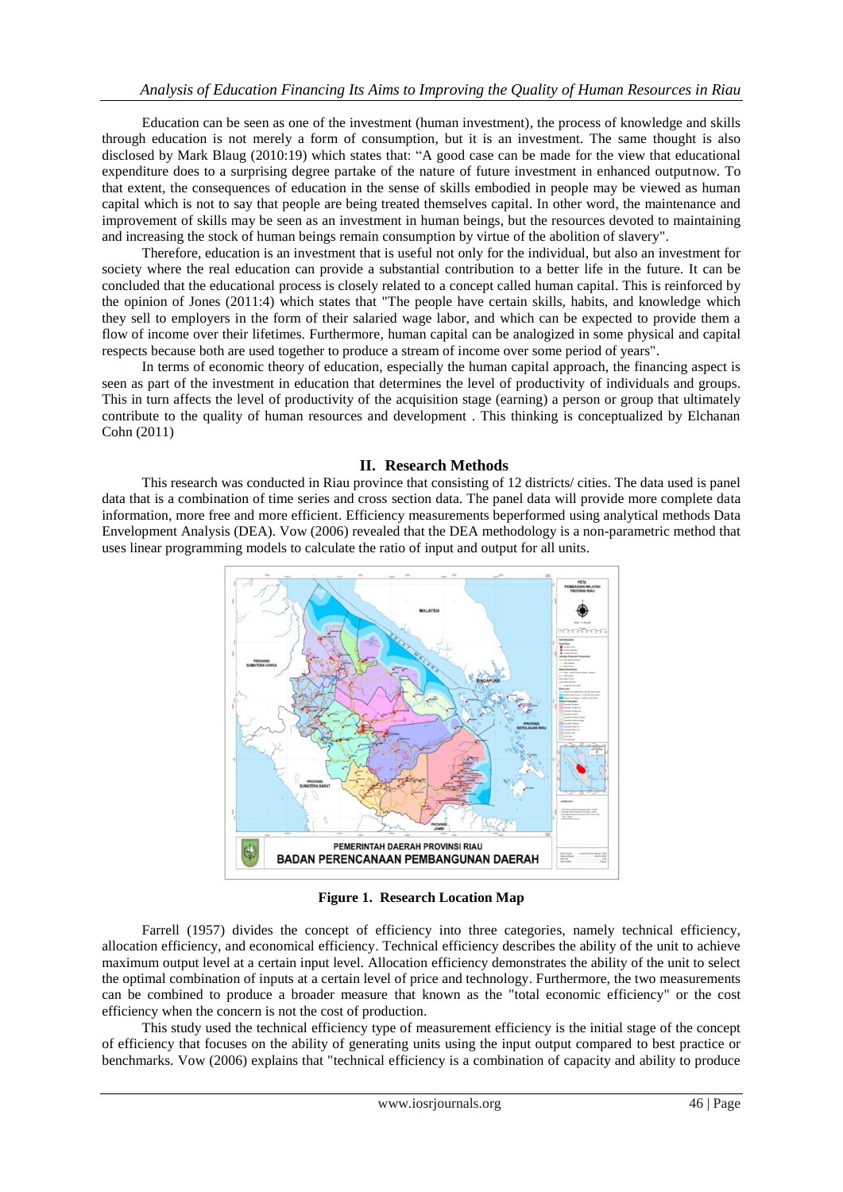Education can be seen as one of the investment (human investment), the process of knowledge and skills through education is not merely a form of consumption, but it is an investment. The same thought is also disclosed by Mark Blaug (2010:19) which states that: "A good case can be made for the view that educational expenditure does to a surprising degree partake of the nature of future investment in enhanced outputnow. To that extent, the consequences of education in the sense of skills embodied in people may be viewed as human capital which is not to say that people are being treated themselves capital. In other word, the maintenance and improvement of skills may be seen as an investment in human beings, but the resources devoted to maintaining and increasing the stock of human beings remain consumption by virtue of the abolition of slavery".

Therefore, education is an investment that is useful not only for the individual, but also an investment for society where the real education can provide a substantial contribution to a better life in the future. It can be concluded that the educational process is closely related to a concept called human capital. This is reinforced by the opinion of Jones (2011:4) which states that "The people have certain skills, habits, and knowledge which they sell to employers in the form of their salaried wage labor, and which can be expected to provide them a flow of income over their lifetimes. Furthermore, human capital can be analogized in some physical and capital respects because both are used together to produce a stream of income over some period of years".

In terms of economic theory of education, especially the human capital approach, the financing aspect is seen as part of the investment in education that determines the level of productivity of individuals and groups. This in turn affects the level of productivity of the acquisition stage (earning) a person or group that ultimately contribute to the quality of human resources and development . This thinking is conceptualized by Elchanan Cohn (2011)

## II. Research Methods

This research was conducted in Riau province that consisting of 12 districts/ cities. The data used is panel data that is a combination of time series and cross section data. The panel data will provide more complete data information, more free and more efficient. Efficiency measurements beperformed using analytical methods Data Envelopment Analysis (DEA). Vow (2006) revealed that the DEA methodology is a non-parametric method that uses linear programming models to calculate the ratio of input and output for all units.

**Figure 1. Research Location Map**

Farrell (1957) divides the concept of efficiency into three categories, namely technical efficiency, allocation efficiency, and economical efficiency. Technical efficiency describes the ability of the unit to achieve maximum output level at a certain input level. Allocation efficiency demonstrates the ability of the unit to select the optimal combination of inputs at a certain level of price and technology. Furthermore, the two measurements can be combined to produce a broader measure that known as the "total economic efficiency" or the cost efficiency when the concern is not the cost of production.

This study used the technical efficiency type of measurement efficiency is the initial stage of the concept of efficiency that focuses on the ability of generating units using the input output compared to best practice or benchmarks. Vow (2006) explains that "technical efficiency is a combination of capacity and ability to produce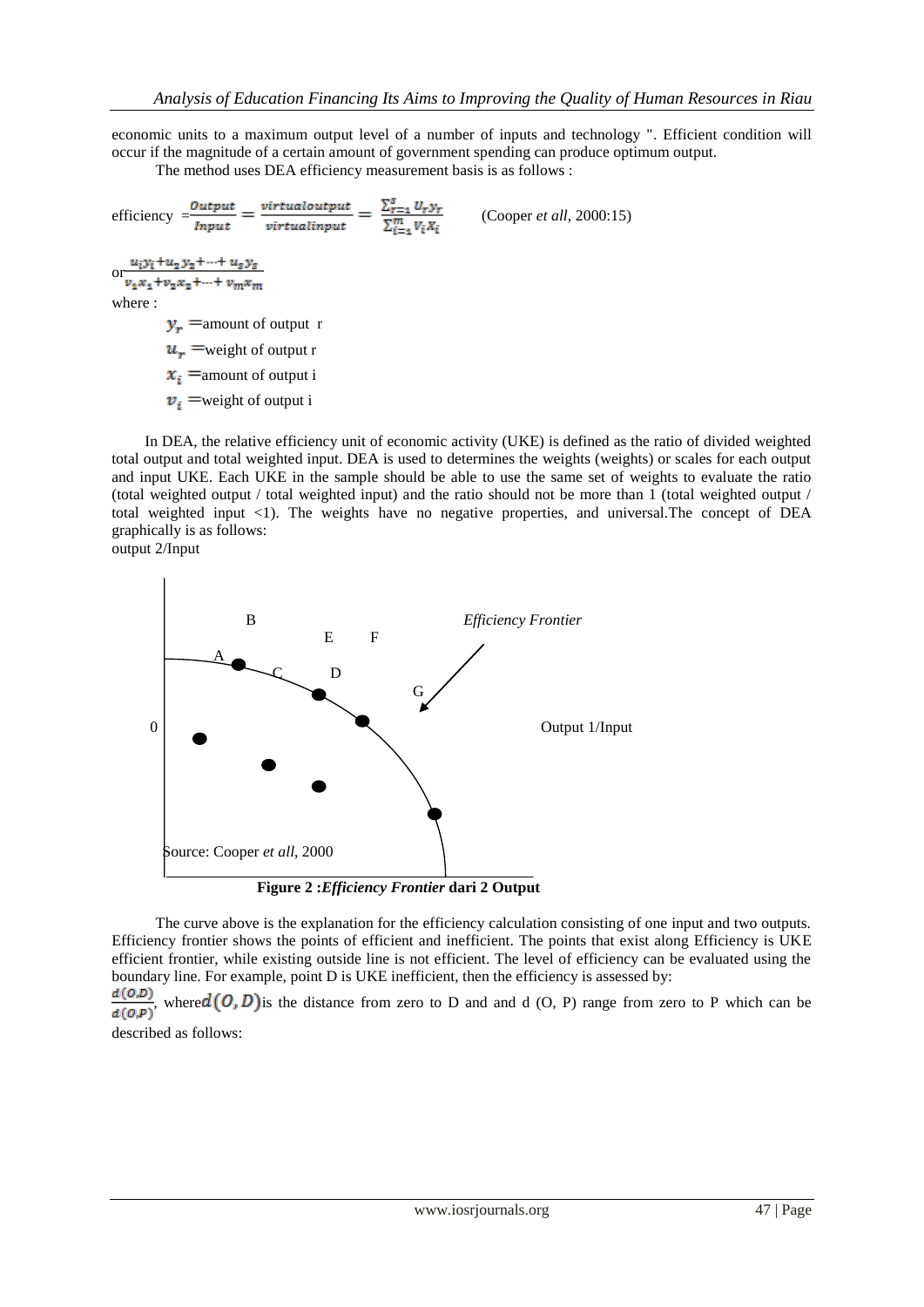economic units to a maximum output level of a number of inputs and technology ". Efficient condition will occur if the magnitude of a certain amount of government spending can produce optimum output.

The method uses DEA efficiency measurement basis is as follows :

$$\text{efficiency} = \frac{Output}{Input} = \frac{virtualoutput}{virtualinput} = \frac{\sum_{r=1}^{s} u_r y_r}{\sum_{i=1}^{m} v_i x_i}$$ (Cooper *et all*, 2000:15)

or $\frac{u_1 y_1 + u_2 y_2 + \cdots + u_s y_s}{v_1 x_1 + v_2 x_2 + \cdots + v_m x_m}$

where :

- $y_r$ =amount of output r
- $u_r$ =weight of output r
- $x_i$ =amount of output i
- $v_i$ =weight of output i

In DEA, the relative efficiency unit of economic activity (UKE) is defined as the ratio of divided weighted total output and total weighted input. DEA is used to determines the weights (weights) or scales for each output and input UKE. Each UKE in the sample should be able to use the same set of weights to evaluate the ratio (total weighted output / total weighted input) and the ratio should not be more than 1 (total weighted output / total weighted input <1). The weights have no negative properties, and universal.The concept of DEA graphically is as follows:

output 2/Input

B E F *Efficiency Frontier*

A C D G

0 Output 1/Input

Source: Cooper *et all*, 2000

**Figure 2 :*Efficiency Frontier* dari 2 Output**

The curve above is the explanation for the efficiency calculation consisting of one input and two outputs. Efficiency frontier shows the points of efficient and inefficient. The points that exist along Efficiency is UKE efficient frontier, while existing outside line is not efficient. The level of efficiency can be evaluated using the boundary line. For example, point D is UKE inefficient, then the efficiency is assessed by:

$\frac{d(O,D)}{d(O,P)}$, where $d(O,D)$ is the distance from zero to D and and d (O, P) range from zero to P which can be described as follows: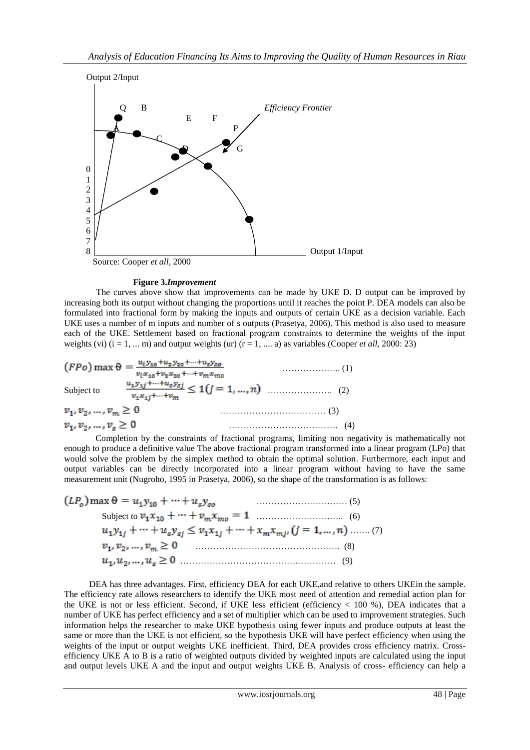Output 2/Input

Q B E F *Efficiency Frontier*

A C P

D G

0 1 2 3 4 5 6 7 8

Output 1/Input

Source: Cooper *et all*, 2000

**Figure 3.*Improvement***

The curves above show that improvements can be made by UKE D. D output can be improved by increasing both its output without changing the proportions until it reaches the point P. DEA models can also be formulated into fractional form by making the inputs and outputs of certain UKE as a decision variable. Each UKE uses a number of m inputs and number of s outputs (Prasetya, 2006). This method is also used to measure each of the UKE. Settlement based on fractional program constraints to determine the weights of the input weights (vi) (i = 1, ... m) and output weights (ur) (r = 1, .... a) as variables (Cooper *et all*, 2000: 23)

$$(FPo) \max \theta = \frac{u_i y_{10} + u_2 y_{20} + \cdots + u_s y_{so}}{v_i x_{10} + v_2 x_{20} + \cdots + v_m x_{mo}} \quad \ldots\ldots\ldots\ldots\ldots\ldots\ldots (1)$$

$$\text{Subject to} \quad \frac{u_1 y_{1j} + \cdots + u_s y_{sj}}{v_1 x_{1j} + \cdots + v_m} \leq 1 (j = 1, \ldots, n) \quad \ldots\ldots\ldots\ldots\ldots\ldots\ldots (2)$$

$$v_1, v_2, \ldots, v_m \geq 0 \quad \ldots\ldots\ldots\ldots\ldots\ldots\ldots (3)$$

$$v_1, v_2, \ldots, v_s \geq 0 \quad \ldots\ldots\ldots\ldots\ldots\ldots\ldots (4)$$

Completion by the constraints of fractional programs, limiting non negativity is mathematically not enough to produce a definitive value The above fractional program transformed into a linear program (LPo) that would solve the problem by the simplex method to obtain the optimal solution. Furthermore, each input and output variables can be directly incorporated into a linear program without having to have the same measurement unit (Nugroho, 1995 in Prasetya, 2006), so the shape of the transformation is as follows:

$$(LP_o) \max \theta = u_1 y_{10} + \cdots + u_s y_{so} \quad \ldots\ldots\ldots\ldots\ldots\ldots\ldots (5)$$

$$\text{Subject to } v_1 x_{10} + \cdots + v_m x_{mo} = 1 \quad \ldots\ldots\ldots\ldots\ldots\ldots\ldots (6)$$

$$u_1 y_{1j} + \cdots + u_s y_{sj} \leq v_1 x_{1j} + \cdots + x_m x_{mj}, (j = 1, \ldots, n) \quad \ldots\ldots\ldots (7)$$

$$v_1, v_2, \ldots, v_m \geq 0 \quad \ldots\ldots\ldots\ldots\ldots\ldots\ldots (8)$$

$$u_1, u_2, \ldots, u_s \geq 0 \quad \ldots\ldots\ldots\ldots\ldots\ldots\ldots (9)$$

DEA has three advantages. First, efficiency DEA for each UKE,and relative to others UKEin the sample. The efficiency rate allows researchers to identify the UKE most need of attention and remedial action plan for the UKE is not or less efficient. Second, if UKE less efficient (efficiency < 100 %), DEA indicates that a number of UKE has perfect efficiency and a set of multiplier which can be used to improvement strategies. Such information helps the researcher to make UKE hypothesis using fewer inputs and produce outputs at least the same or more than the UKE is not efficient, so the hypothesis UKE will have perfect efficiency when using the weights of the input or output weights UKE inefficient. Third, DEA provides cross efficiency matrix. Cross-efficiency UKE A to B is a ratio of weighted outputs divided by weighted inputs are calculated using the input and output levels UKE A and the input and output weights UKE B. Analysis of cross- efficiency can help a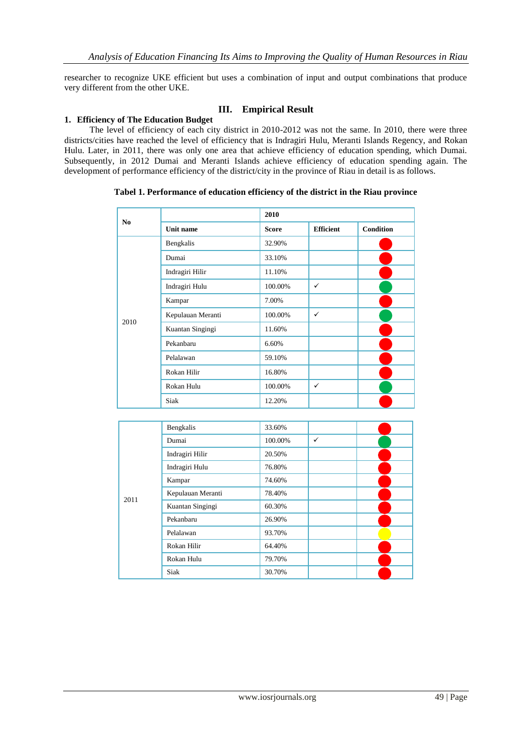researcher to recognize UKE efficient but uses a combination of input and output combinations that produce very different from the other UKE.

## III. Empirical Result

### 1. Efficiency of The Education Budget

The level of efficiency of each city district in 2010-2012 was not the same. In 2010, there were three districts/cities have reached the level of efficiency that is Indragiri Hulu, Meranti Islands Regency, and Rokan Hulu. Later, in 2011, there was only one area that achieve efficiency of education spending, which Dumai. Subsequently, in 2012 Dumai and Meranti Islands achieve efficiency of education spending again. The development of performance efficiency of the district/city in the province of Riau in detail is as follows.

**Tabel 1. Performance of education efficiency of the district in the Riau province**

| No | | 2010 | | |
|---|---|---|---|---|
| | **Unit name** | **Score** | **Efficient** | **Condition** |
| 2010 | Bengkalis | 32.90% | | red |
| | Dumai | 33.10% | | red |
| | Indragiri Hilir | 11.10% | | red |
| | Indragiri Hulu | 100.00% | ✓ | green |
| | Kampar | 7.00% | | red |
| | Kepulauan Meranti | 100.00% | ✓ | green |
| | Kuantan Singingi | 11.60% | | red |
| | Pekanbaru | 6.60% | | red |
| | Pelalawan | 59.10% | | red |
| | Rokan Hilir | 16.80% | | red |
| | Rokan Hulu | 100.00% | ✓ | green |
| | Siak | 12.20% | | red |
| 2011 | Bengkalis | 33.60% | | red |
| | Dumai | 100.00% | ✓ | green |
| | Indragiri Hilir | 20.50% | | red |
| | Indragiri Hulu | 76.80% | | red |
| | Kampar | 74.60% | | red |
| | Kepulauan Meranti | 78.40% | | red |
| | Kuantan Singingi | 60.30% | | red |
| | Pekanbaru | 26.90% | | red |
| | Pelalawan | 93.70% | | yellow |
| | Rokan Hilir | 64.40% | | red |
| | Rokan Hulu | 79.70% | | red |
| | Siak | 30.70% | | red |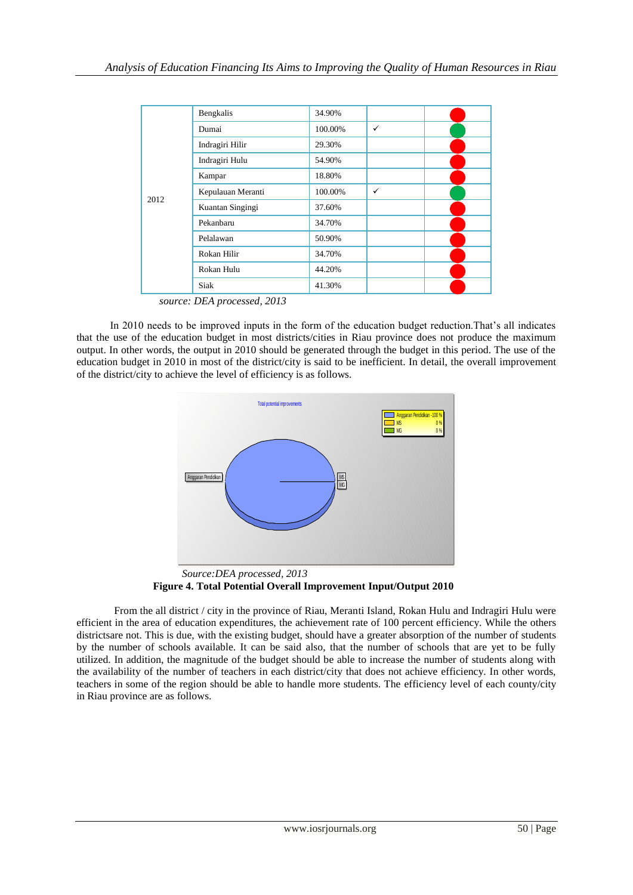| | | | | |
|---|---|---|---|---|
| 2012 | Bengkalis | 34.90% | | 🔴 |
| | Dumai | 100.00% | ✓ | 🟢 |
| | Indragiri Hilir | 29.30% | | 🔴 |
| | Indragiri Hulu | 54.90% | | 🔴 |
| | Kampar | 18.80% | | 🔴 |
| | Kepulauan Meranti | 100.00% | ✓ | 🟢 |
| | Kuantan Singingi | 37.60% | | 🔴 |
| | Pekanbaru | 34.70% | | 🔴 |
| | Pelalawan | 50.90% | | 🔴 |
| | Rokan Hilir | 34.70% | | 🔴 |
| | Rokan Hulu | 44.20% | | 🔴 |
| | Siak | 41.30% | | 🔴 |

*source: DEA processed, 2013*

In 2010 needs to be improved inputs in the form of the education budget reduction.That's all indicates that the use of the education budget in most districts/cities in Riau province does not produce the maximum output. In other words, the output in 2010 should be generated through the budget in this period. The use of the education budget in 2010 in most of the district/city is said to be inefficient. In detail, the overall improvement of the district/city to achieve the level of efficiency is as follows.

*Source:DEA processed, 2013*

**Figure 4. Total Potential Overall Improvement Input/Output 2010**

From the all district / city in the province of Riau, Meranti Island, Rokan Hulu and Indragiri Hulu were efficient in the area of education expenditures, the achievement rate of 100 percent efficiency. While the others districtsare not. This is due, with the existing budget, should have a greater absorption of the number of students by the number of schools available. It can be said also, that the number of schools that are yet to be fully utilized. In addition, the magnitude of the budget should be able to increase the number of students along with the availability of the number of teachers in each district/city that does not achieve efficiency. In other words, teachers in some of the region should be able to handle more students. The efficiency level of each county/city in Riau province are as follows.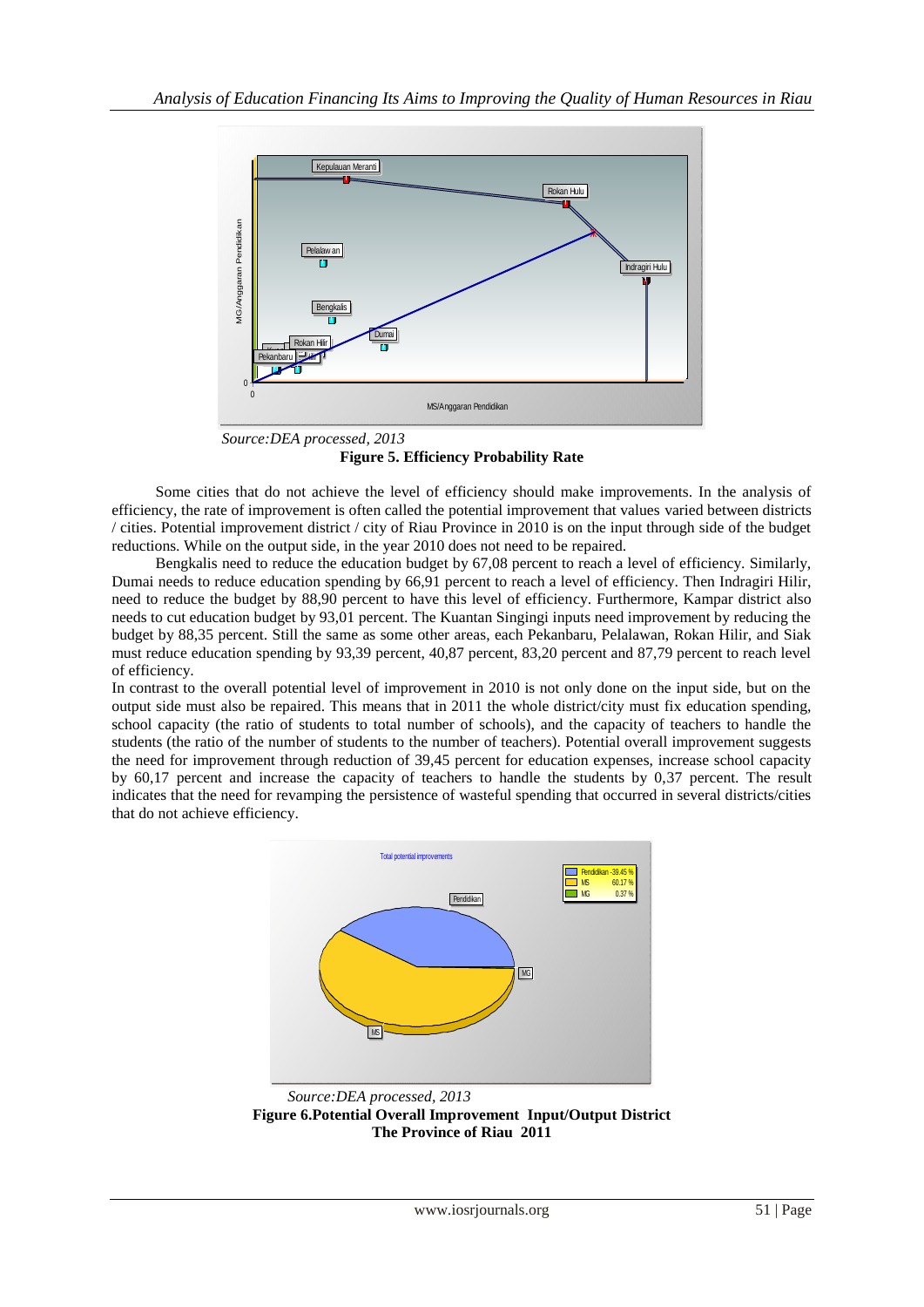*Source:DEA processed, 2013*

**Figure 5. Efficiency Probability Rate**

Some cities that do not achieve the level of efficiency should make improvements. In the analysis of efficiency, the rate of improvement is often called the potential improvement that values varied between districts / cities. Potential improvement district / city of Riau Province in 2010 is on the input through side of the budget reductions. While on the output side, in the year 2010 does not need to be repaired.

Bengkalis need to reduce the education budget by 67,08 percent to reach a level of efficiency. Similarly, Dumai needs to reduce education spending by 66,91 percent to reach a level of efficiency. Then Indragiri Hilir, need to reduce the budget by 88,90 percent to have this level of efficiency. Furthermore, Kampar district also needs to cut education budget by 93,01 percent. The Kuantan Singingi inputs need improvement by reducing the budget by 88,35 percent. Still the same as some other areas, each Pekanbaru, Pelalawan, Rokan Hilir, and Siak must reduce education spending by 93,39 percent, 40,87 percent, 83,20 percent and 87,79 percent to reach level of efficiency.

In contrast to the overall potential level of improvement in 2010 is not only done on the input side, but on the output side must also be repaired. This means that in 2011 the whole district/city must fix education spending, school capacity (the ratio of students to total number of schools), and the capacity of teachers to handle the students (the ratio of the number of students to the number of teachers). Potential overall improvement suggests the need for improvement through reduction of 39,45 percent for education expenses, increase school capacity by 60,17 percent and increase the capacity of teachers to handle the students by 0,37 percent. The result indicates that the need for revamping the persistence of wasteful spending that occurred in several districts/cities that do not achieve efficiency.

*Source:DEA processed, 2013*

**Figure 6.Potential Overall Improvement Input/Output District The Province of Riau 2011**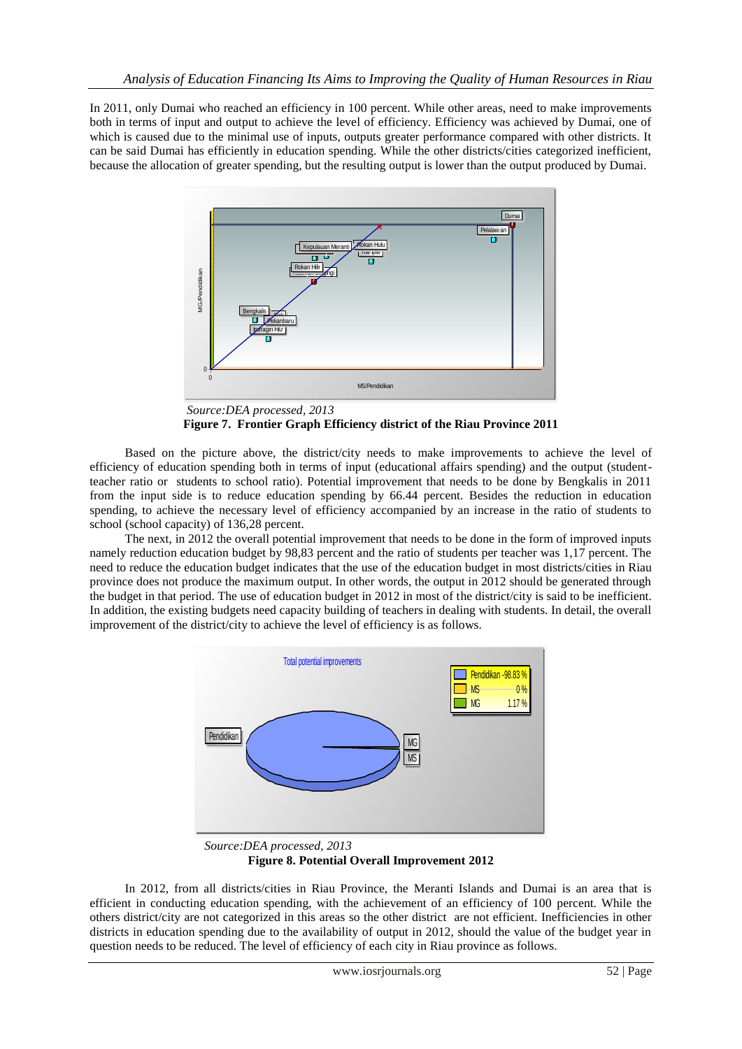In 2011, only Dumai who reached an efficiency in 100 percent. While other areas, need to make improvements both in terms of input and output to achieve the level of efficiency. Efficiency was achieved by Dumai, one of which is caused due to the minimal use of inputs, outputs greater performance compared with other districts. It can be said Dumai has efficiently in education spending. While the other districts/cities categorized inefficient, because the allocation of greater spending, but the resulting output is lower than the output produced by Dumai.

*Source:DEA processed, 2013*

**Figure 7. Frontier Graph Efficiency district of the Riau Province 2011**

Based on the picture above, the district/city needs to make improvements to achieve the level of efficiency of education spending both in terms of input (educational affairs spending) and the output (student-teacher ratio or students to school ratio). Potential improvement that needs to be done by Bengkalis in 2011 from the input side is to reduce education spending by 66.44 percent. Besides the reduction in education spending, to achieve the necessary level of efficiency accompanied by an increase in the ratio of students to school (school capacity) of 136,28 percent.

The next, in 2012 the overall potential improvement that needs to be done in the form of improved inputs namely reduction education budget by 98,83 percent and the ratio of students per teacher was 1,17 percent. The need to reduce the education budget indicates that the use of the education budget in most districts/cities in Riau province does not produce the maximum output. In other words, the output in 2012 should be generated through the budget in that period. The use of education budget in 2012 in most of the district/city is said to be inefficient. In addition, the existing budgets need capacity building of teachers in dealing with students. In detail, the overall improvement of the district/city to achieve the level of efficiency is as follows.

*Source:DEA processed, 2013*

**Figure 8. Potential Overall Improvement 2012**

In 2012, from all districts/cities in Riau Province, the Meranti Islands and Dumai is an area that is efficient in conducting education spending, with the achievement of an efficiency of 100 percent. While the others district/city are not categorized in this areas so the other district are not efficient. Inefficiencies in other districts in education spending due to the availability of output in 2012, should the value of the budget year in question needs to be reduced. The level of efficiency of each city in Riau province as follows.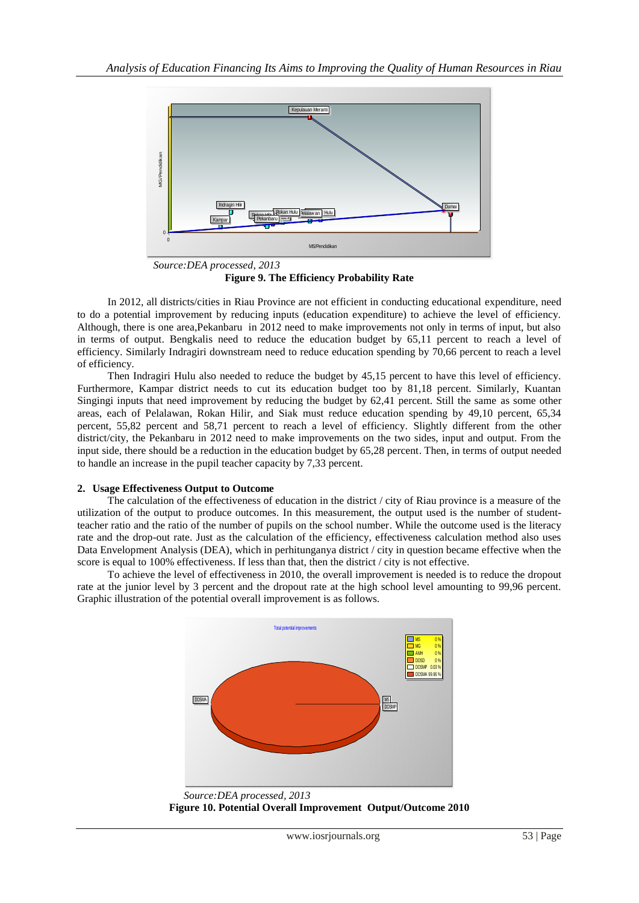*Source:DEA processed, 2013*

**Figure 9. The Efficiency Probability Rate**

In 2012, all districts/cities in Riau Province are not efficient in conducting educational expenditure, need to do a potential improvement by reducing inputs (education expenditure) to achieve the level of efficiency. Although, there is one area,Pekanbaru in 2012 need to make improvements not only in terms of input, but also in terms of output. Bengkalis need to reduce the education budget by 65,11 percent to reach a level of efficiency. Similarly Indragiri downstream need to reduce education spending by 70,66 percent to reach a level of efficiency.

Then Indragiri Hulu also needed to reduce the budget by 45,15 percent to have this level of efficiency. Furthermore, Kampar district needs to cut its education budget too by 81,18 percent. Similarly, Kuantan Singingi inputs that need improvement by reducing the budget by 62,41 percent. Still the same as some other areas, each of Pelalawan, Rokan Hilir, and Siak must reduce education spending by 49,10 percent, 65,34 percent, 55,82 percent and 58,71 percent to reach a level of efficiency. Slightly different from the other district/city, the Pekanbaru in 2012 need to make improvements on the two sides, input and output. From the input side, there should be a reduction in the education budget by 65,28 percent. Then, in terms of output needed to handle an increase in the pupil teacher capacity by 7,33 percent.

**2. Usage Effectiveness Output to Outcome**

The calculation of the effectiveness of education in the district / city of Riau province is a measure of the utilization of the output to produce outcomes. In this measurement, the output used is the number of student-teacher ratio and the ratio of the number of pupils on the school number. While the outcome used is the literacy rate and the drop-out rate. Just as the calculation of the efficiency, effectiveness calculation method also uses Data Envelopment Analysis (DEA), which in perhitunganya district / city in question became effective when the score is equal to 100% effectiveness. If less than that, then the district / city is not effective.

To achieve the level of effectiveness in 2010, the overall improvement is needed is to reduce the dropout rate at the junior level by 3 percent and the dropout rate at the high school level amounting to 99,96 percent. Graphic illustration of the potential overall improvement is as follows.

*Source:DEA processed, 2013*

**Figure 10. Potential Overall Improvement Output/Outcome 2010**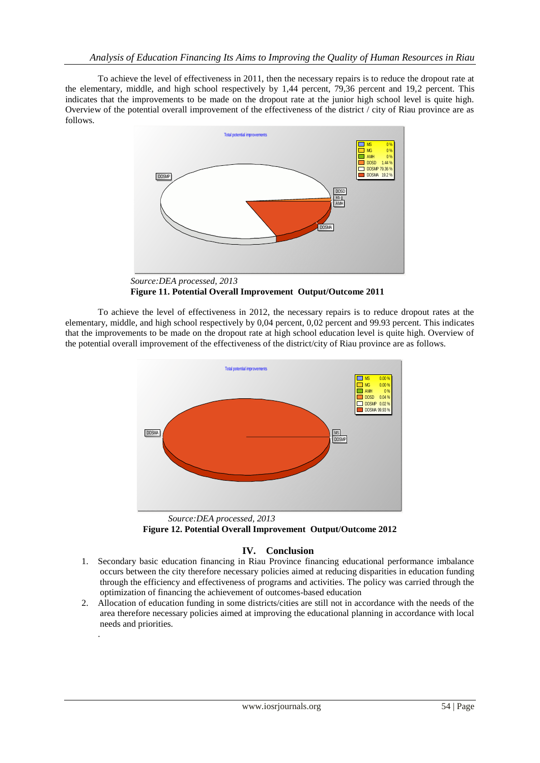To achieve the level of effectiveness in 2011, then the necessary repairs is to reduce the dropout rate at the elementary, middle, and high school respectively by 1,44 percent, 79,36 percent and 19,2 percent. This indicates that the improvements to be made on the dropout rate at the junior high school level is quite high. Overview of the potential overall improvement of the effectiveness of the district / city of Riau province are as follows.

*Source:DEA processed, 2013*

**Figure 11. Potential Overall Improvement Output/Outcome 2011**

To achieve the level of effectiveness in 2012, the necessary repairs is to reduce dropout rates at the elementary, middle, and high school respectively by 0,04 percent, 0,02 percent and 99.93 percent. This indicates that the improvements to be made on the dropout rate at high school education level is quite high. Overview of the potential overall improvement of the effectiveness of the district/city of Riau province are as follows.

*Source:DEA processed, 2013*

**Figure 12. Potential Overall Improvement Output/Outcome 2012**

## IV. Conclusion

1. Secondary basic education financing in Riau Province financing educational performance imbalance occurs between the city therefore necessary policies aimed at reducing disparities in education funding through the efficiency and effectiveness of programs and activities. The policy was carried through the optimization of financing the achievement of outcomes-based education
2. Allocation of education funding in some districts/cities are still not in accordance with the needs of the area therefore necessary policies aimed at improving the educational planning in accordance with local needs and priorities.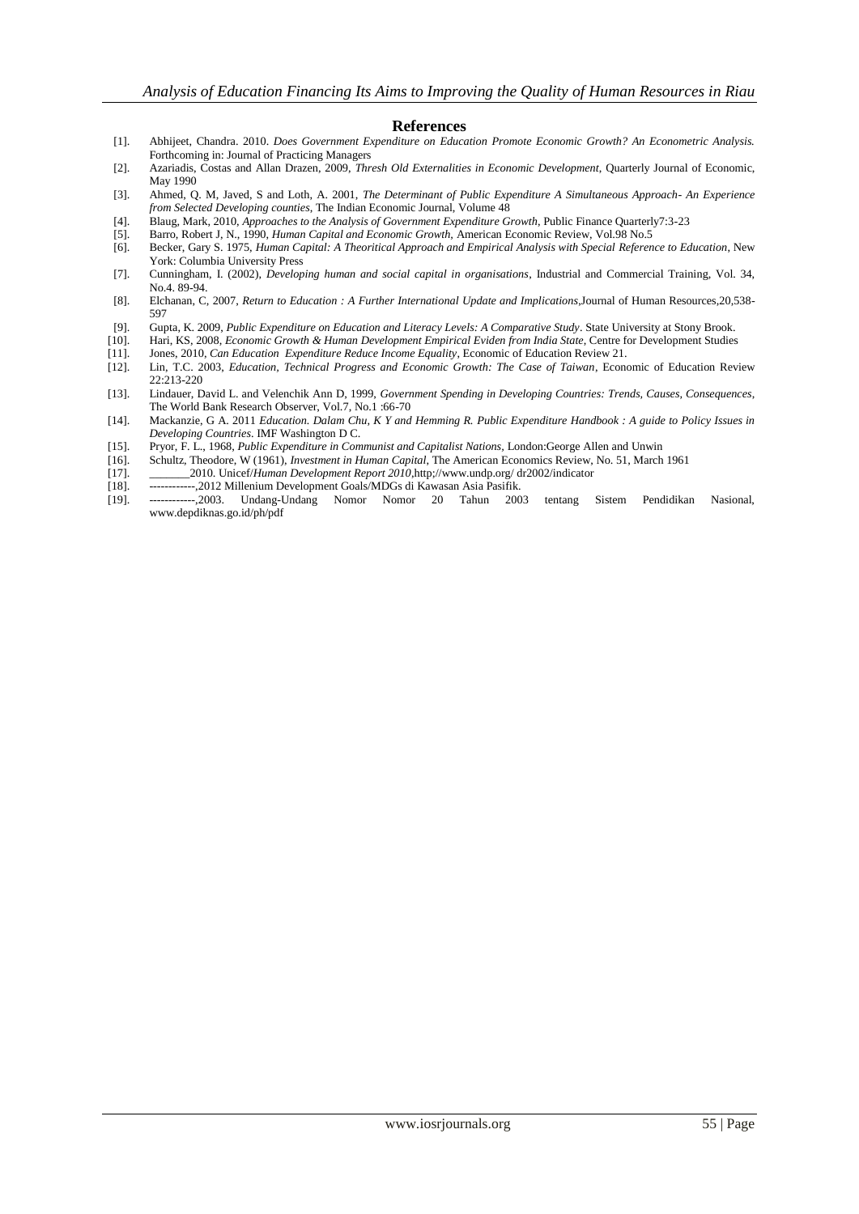## References

[1]. Abhijeet, Chandra. 2010. *Does Government Expenditure on Education Promote Economic Growth? An Econometric Analysis.* Forthcoming in: Journal of Practicing Managers

[2]. Azariadis, Costas and Allan Drazen, 2009, *Thresh Old Externalities in Economic Development*, Quarterly Journal of Economic, May 1990

[3]. Ahmed, Q. M, Javed, S and Loth, A. 2001, *The Determinant of Public Expenditure A Simultaneous Approach- An Experience from Selected Developing counties*, The Indian Economic Journal, Volume 48

[4]. Blaug, Mark, 2010, *Approaches to the Analysis of Government Expenditure Growth*, Public Finance Quarterly7:3-23

[5]. Barro, Robert J, N., 1990, *Human Capital and Economic Growth*, American Economic Review, Vol.98 No.5

[6]. Becker, Gary S. 1975, *Human Capital: A Theoritical Approach and Empirical Analysis with Special Reference to Education*, New York: Columbia University Press

[7]. Cunningham, I. (2002), *Developing human and social capital in organisations*, Industrial and Commercial Training, Vol. 34, No.4. 89-94.

[8]. Elchanan, C, 2007, *Return to Education : A Further International Update and Implications*,Journal of Human Resources,20,538-597

[9]. Gupta, K. 2009, *Public Expenditure on Education and Literacy Levels: A Comparative Study*. State University at Stony Brook.

[10]. Hari, KS, 2008, *Economic Growth & Human Development Empirical Eviden from India State*, Centre for Development Studies

[11]. Jones, 2010, *Can Education Expenditure Reduce Income Equality*, Economic of Education Review 21.

[12]. Lin, T.C. 2003, *Education, Technical Progress and Economic Growth: The Case of Taiwan*, Economic of Education Review 22:213-220

[13]. Lindauer, David L. and Velenchik Ann D, 1999, *Government Spending in Developing Countries: Trends, Causes, Consequences*, The World Bank Research Observer, Vol.7, No.1 :66-70

[14]. Mackanzie, G A. 2011 *Education. Dalam Chu, K Y and Hemming R. Public Expenditure Handbook : A guide to Policy Issues in Developing Countries*. IMF Washington D C.

[15]. Pryor, F. L., 1968, *Public Expenditure in Communist and Capitalist Nations*, London:George Allen and Unwin

[16]. Schultz, Theodore, W (1961), *Investment in Human Capital*, The American Economics Review, No. 51, March 1961

[17]. _______2010. Unicef/*Human Development Report 2010*,http;//www.undp.org/ dr2002/indicator

[18]. ------------,2012 Millenium Development Goals/MDGs di Kawasan Asia Pasifik.

[19]. ------------,2003. Undang-Undang Nomor Nomor 20 Tahun 2003 tentang Sistem Pendidikan Nasional, www.depdiknas.go.id/ph/pdf